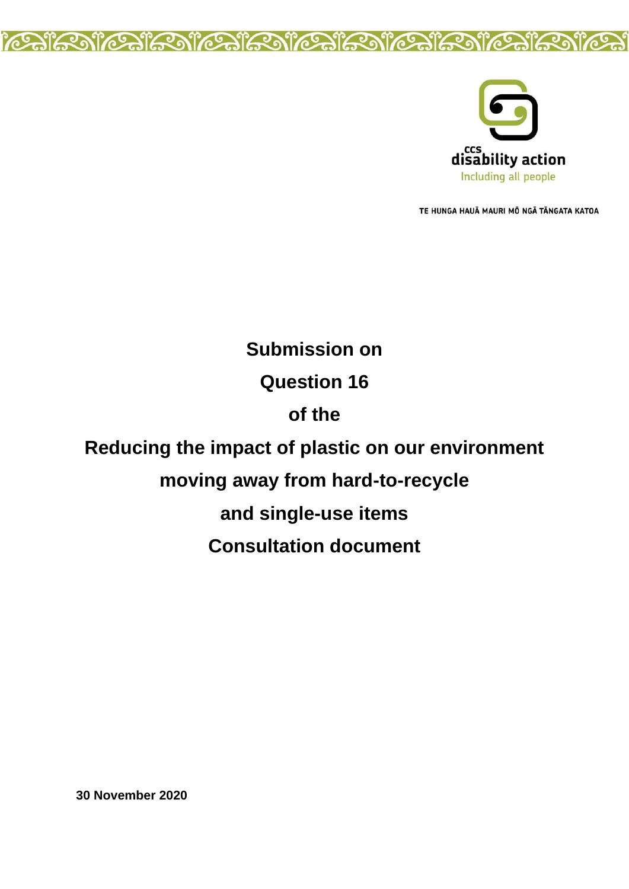ccs disability action

Including all people

TE HUNGA HAUĀ MAURI MŌ NGĀ TĀNGATA KATOA

# Submission on Question 16 of the Reducing the impact of plastic on our environment moving away from hard-to-recycle and single-use items Consultation document

**30 November 2020**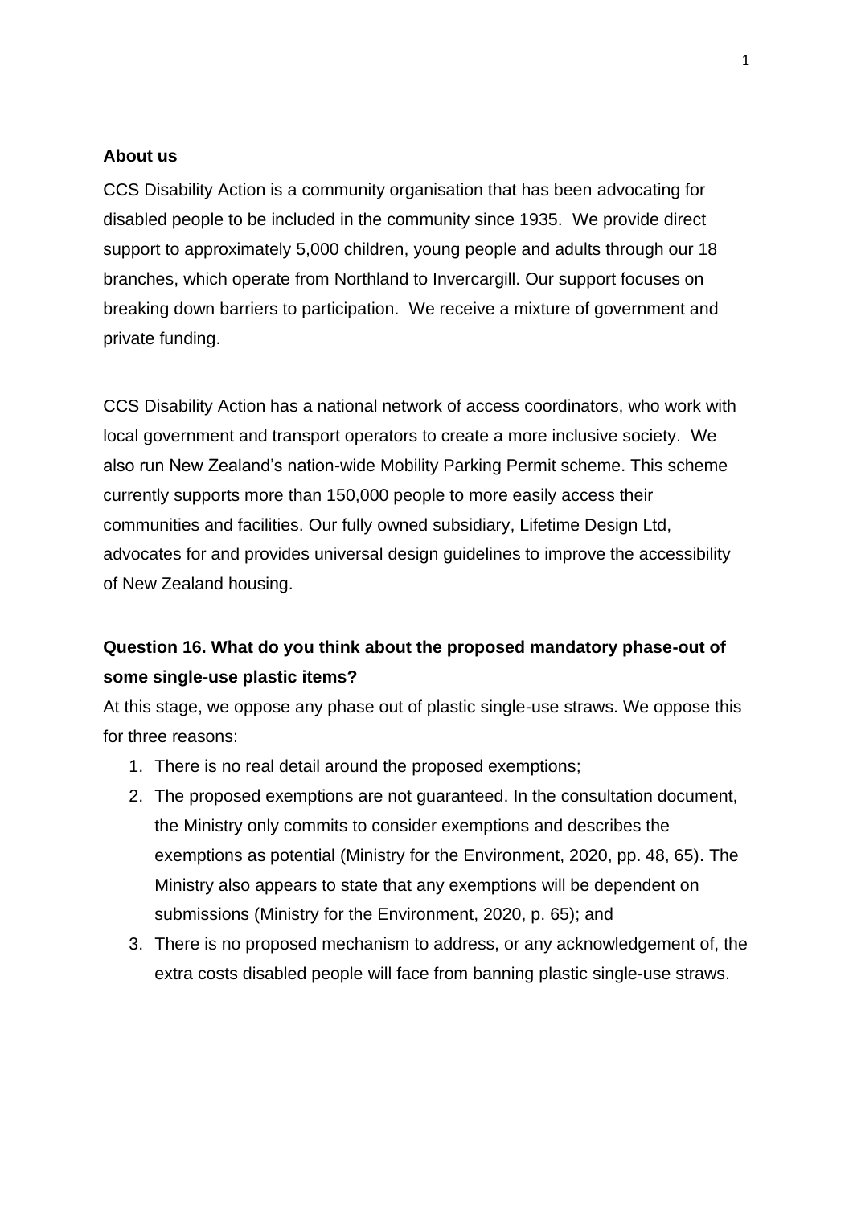**About us**

CCS Disability Action is a community organisation that has been advocating for disabled people to be included in the community since 1935. We provide direct support to approximately 5,000 children, young people and adults through our 18 branches, which operate from Northland to Invercargill. Our support focuses on breaking down barriers to participation. We receive a mixture of government and private funding.

CCS Disability Action has a national network of access coordinators, who work with local government and transport operators to create a more inclusive society. We also run New Zealand's nation-wide Mobility Parking Permit scheme. This scheme currently supports more than 150,000 people to more easily access their communities and facilities. Our fully owned subsidiary, Lifetime Design Ltd, advocates for and provides universal design guidelines to improve the accessibility of New Zealand housing.

**Question 16. What do you think about the proposed mandatory phase-out of some single-use plastic items?**

At this stage, we oppose any phase out of plastic single-use straws. We oppose this for three reasons:

1. There is no real detail around the proposed exemptions;
2. The proposed exemptions are not guaranteed. In the consultation document, the Ministry only commits to consider exemptions and describes the exemptions as potential (Ministry for the Environment, 2020, pp. 48, 65). The Ministry also appears to state that any exemptions will be dependent on submissions (Ministry for the Environment, 2020, p. 65); and
3. There is no proposed mechanism to address, or any acknowledgement of, the extra costs disabled people will face from banning plastic single-use straws.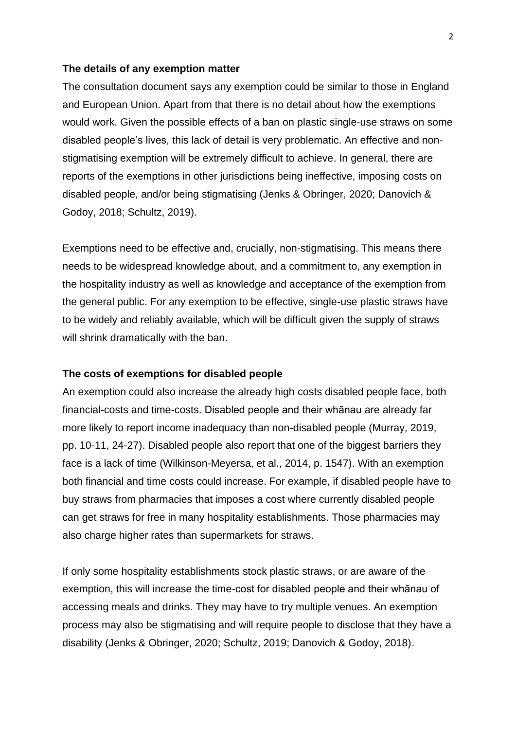**The details of any exemption matter**

The consultation document says any exemption could be similar to those in England and European Union. Apart from that there is no detail about how the exemptions would work. Given the possible effects of a ban on plastic single-use straws on some disabled people's lives, this lack of detail is very problematic. An effective and non-stigmatising exemption will be extremely difficult to achieve. In general, there are reports of the exemptions in other jurisdictions being ineffective, imposing costs on disabled people, and/or being stigmatising (Jenks & Obringer, 2020; Danovich & Godoy, 2018; Schultz, 2019).

Exemptions need to be effective and, crucially, non-stigmatising. This means there needs to be widespread knowledge about, and a commitment to, any exemption in the hospitality industry as well as knowledge and acceptance of the exemption from the general public. For any exemption to be effective, single-use plastic straws have to be widely and reliably available, which will be difficult given the supply of straws will shrink dramatically with the ban.

**The costs of exemptions for disabled people**

An exemption could also increase the already high costs disabled people face, both financial-costs and time-costs. Disabled people and their whānau are already far more likely to report income inadequacy than non-disabled people (Murray, 2019, pp. 10-11, 24-27). Disabled people also report that one of the biggest barriers they face is a lack of time (Wilkinson-Meyersa, et al., 2014, p. 1547). With an exemption both financial and time costs could increase. For example, if disabled people have to buy straws from pharmacies that imposes a cost where currently disabled people can get straws for free in many hospitality establishments. Those pharmacies may also charge higher rates than supermarkets for straws.

If only some hospitality establishments stock plastic straws, or are aware of the exemption, this will increase the time-cost for disabled people and their whānau of accessing meals and drinks. They may have to try multiple venues. An exemption process may also be stigmatising and will require people to disclose that they have a disability (Jenks & Obringer, 2020; Schultz, 2019; Danovich & Godoy, 2018).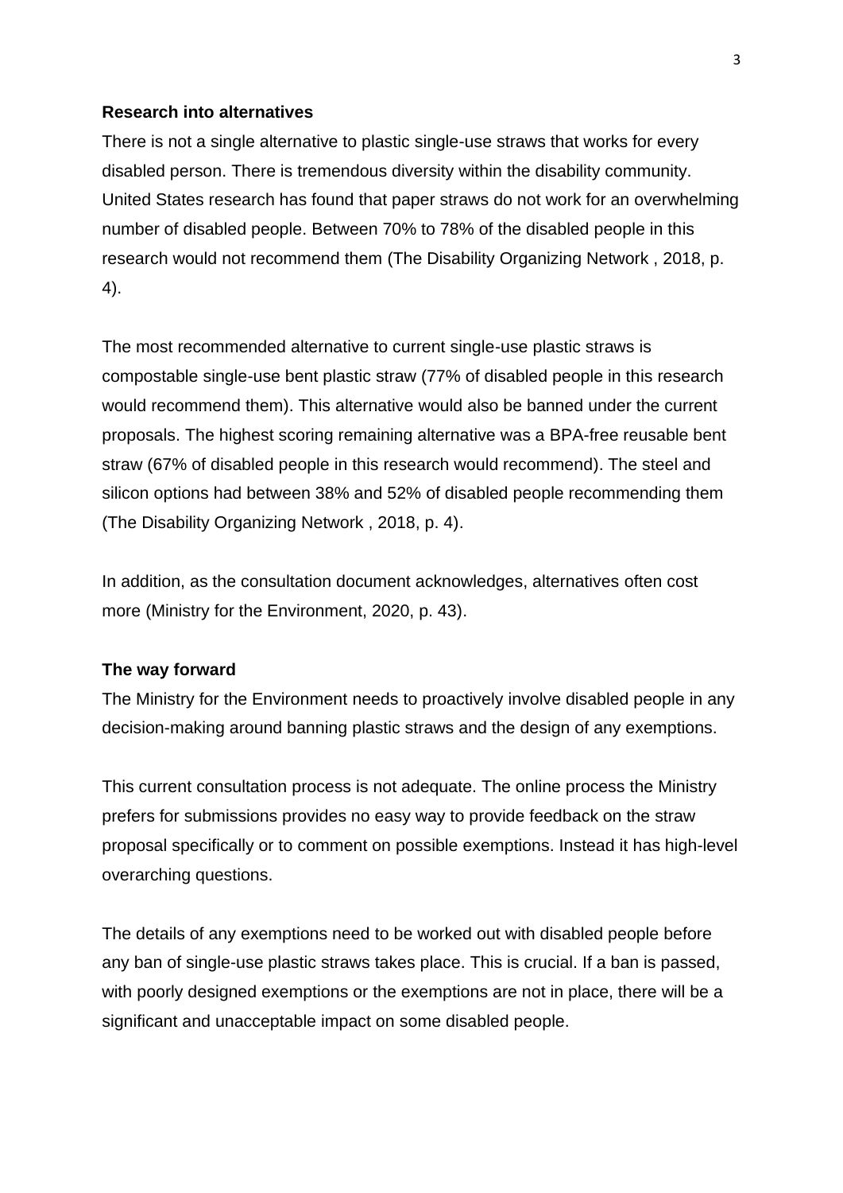**Research into alternatives**

There is not a single alternative to plastic single-use straws that works for every disabled person. There is tremendous diversity within the disability community. United States research has found that paper straws do not work for an overwhelming number of disabled people. Between 70% to 78% of the disabled people in this research would not recommend them (The Disability Organizing Network , 2018, p. 4).

The most recommended alternative to current single-use plastic straws is compostable single-use bent plastic straw (77% of disabled people in this research would recommend them). This alternative would also be banned under the current proposals. The highest scoring remaining alternative was a BPA-free reusable bent straw (67% of disabled people in this research would recommend). The steel and silicon options had between 38% and 52% of disabled people recommending them (The Disability Organizing Network , 2018, p. 4).

In addition, as the consultation document acknowledges, alternatives often cost more (Ministry for the Environment, 2020, p. 43).

**The way forward**

The Ministry for the Environment needs to proactively involve disabled people in any decision-making around banning plastic straws and the design of any exemptions.

This current consultation process is not adequate. The online process the Ministry prefers for submissions provides no easy way to provide feedback on the straw proposal specifically or to comment on possible exemptions. Instead it has high-level overarching questions.

The details of any exemptions need to be worked out with disabled people before any ban of single-use plastic straws takes place. This is crucial. If a ban is passed, with poorly designed exemptions or the exemptions are not in place, there will be a significant and unacceptable impact on some disabled people.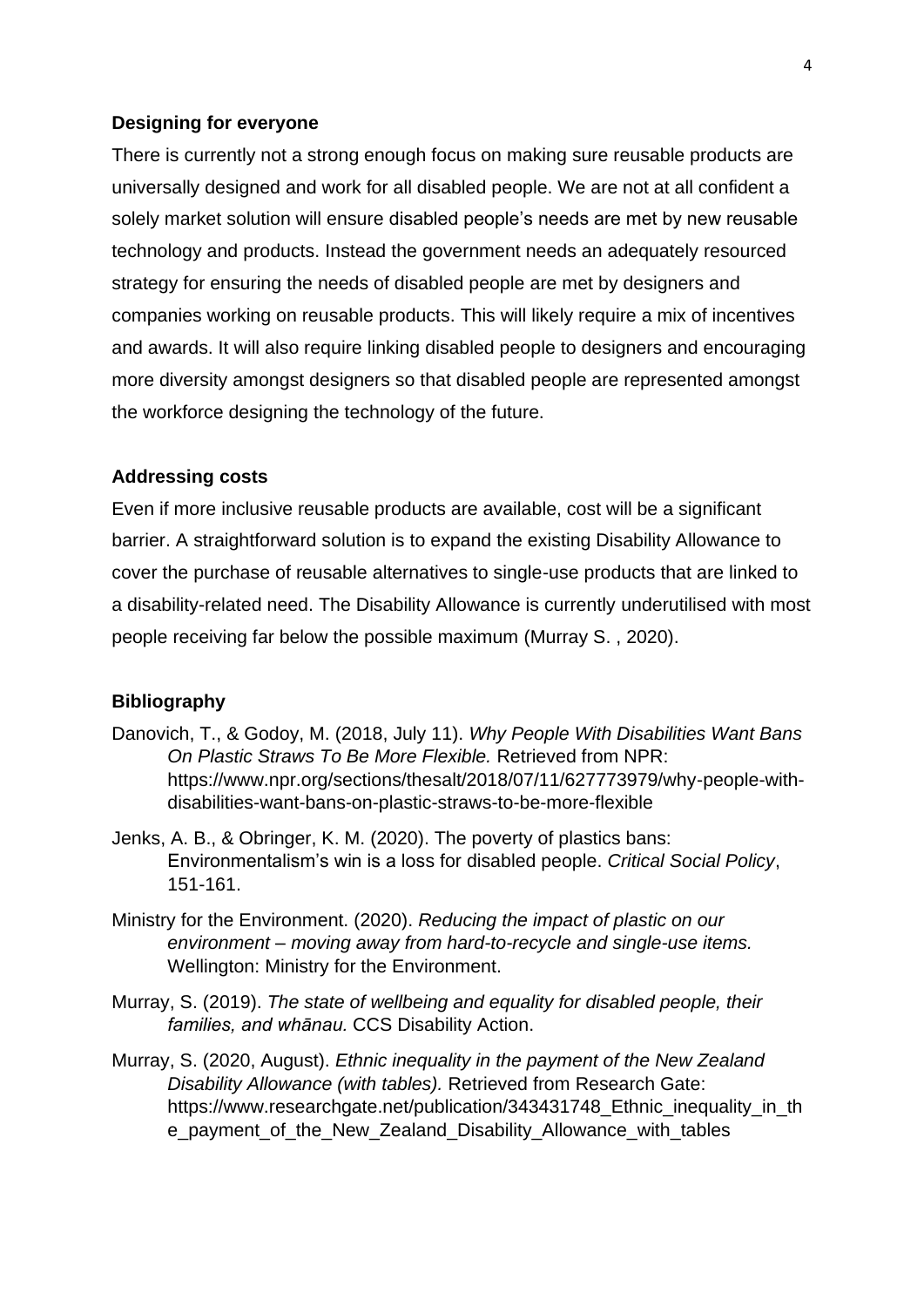### Designing for everyone

There is currently not a strong enough focus on making sure reusable products are universally designed and work for all disabled people. We are not at all confident a solely market solution will ensure disabled people's needs are met by new reusable technology and products. Instead the government needs an adequately resourced strategy for ensuring the needs of disabled people are met by designers and companies working on reusable products. This will likely require a mix of incentives and awards. It will also require linking disabled people to designers and encouraging more diversity amongst designers so that disabled people are represented amongst the workforce designing the technology of the future.

### Addressing costs

Even if more inclusive reusable products are available, cost will be a significant barrier. A straightforward solution is to expand the existing Disability Allowance to cover the purchase of reusable alternatives to single-use products that are linked to a disability-related need. The Disability Allowance is currently underutilised with most people receiving far below the possible maximum (Murray S. , 2020).

## Bibliography

Danovich, T., & Godoy, M. (2018, July 11). *Why People With Disabilities Want Bans On Plastic Straws To Be More Flexible.* Retrieved from NPR: https://www.npr.org/sections/thesalt/2018/07/11/627773979/why-people-with-disabilities-want-bans-on-plastic-straws-to-be-more-flexible

Jenks, A. B., & Obringer, K. M. (2020). The poverty of plastics bans: Environmentalism's win is a loss for disabled people. *Critical Social Policy*, 151-161.

Ministry for the Environment. (2020). *Reducing the impact of plastic on our environment – moving away from hard-to-recycle and single-use items.* Wellington: Ministry for the Environment.

Murray, S. (2019). *The state of wellbeing and equality for disabled people, their families, and whānau.* CCS Disability Action.

Murray, S. (2020, August). *Ethnic inequality in the payment of the New Zealand Disability Allowance (with tables).* Retrieved from Research Gate: https://www.researchgate.net/publication/343431748_Ethnic_inequality_in_the_payment_of_the_New_Zealand_Disability_Allowance_with_tables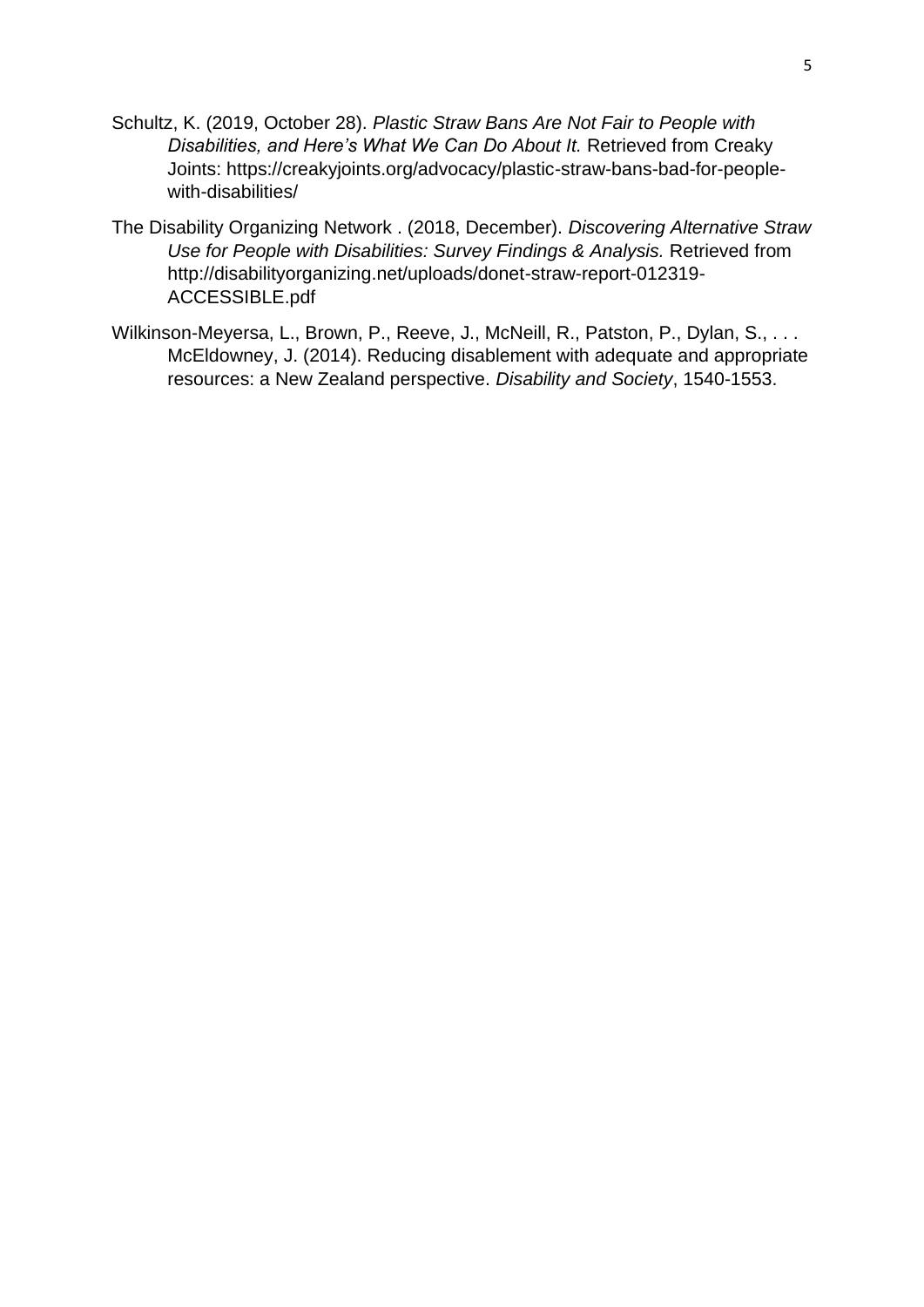Schultz, K. (2019, October 28). *Plastic Straw Bans Are Not Fair to People with Disabilities, and Here's What We Can Do About It.* Retrieved from Creaky Joints: https://creakyjoints.org/advocacy/plastic-straw-bans-bad-for-people-with-disabilities/

The Disability Organizing Network . (2018, December). *Discovering Alternative Straw Use for People with Disabilities: Survey Findings & Analysis.* Retrieved from http://disabilityorganizing.net/uploads/donet-straw-report-012319-ACCESSIBLE.pdf

Wilkinson-Meyersa, L., Brown, P., Reeve, J., McNeill, R., Patston, P., Dylan, S., . . . McEldowney, J. (2014). Reducing disablement with adequate and appropriate resources: a New Zealand perspective. *Disability and Society*, 1540-1553.